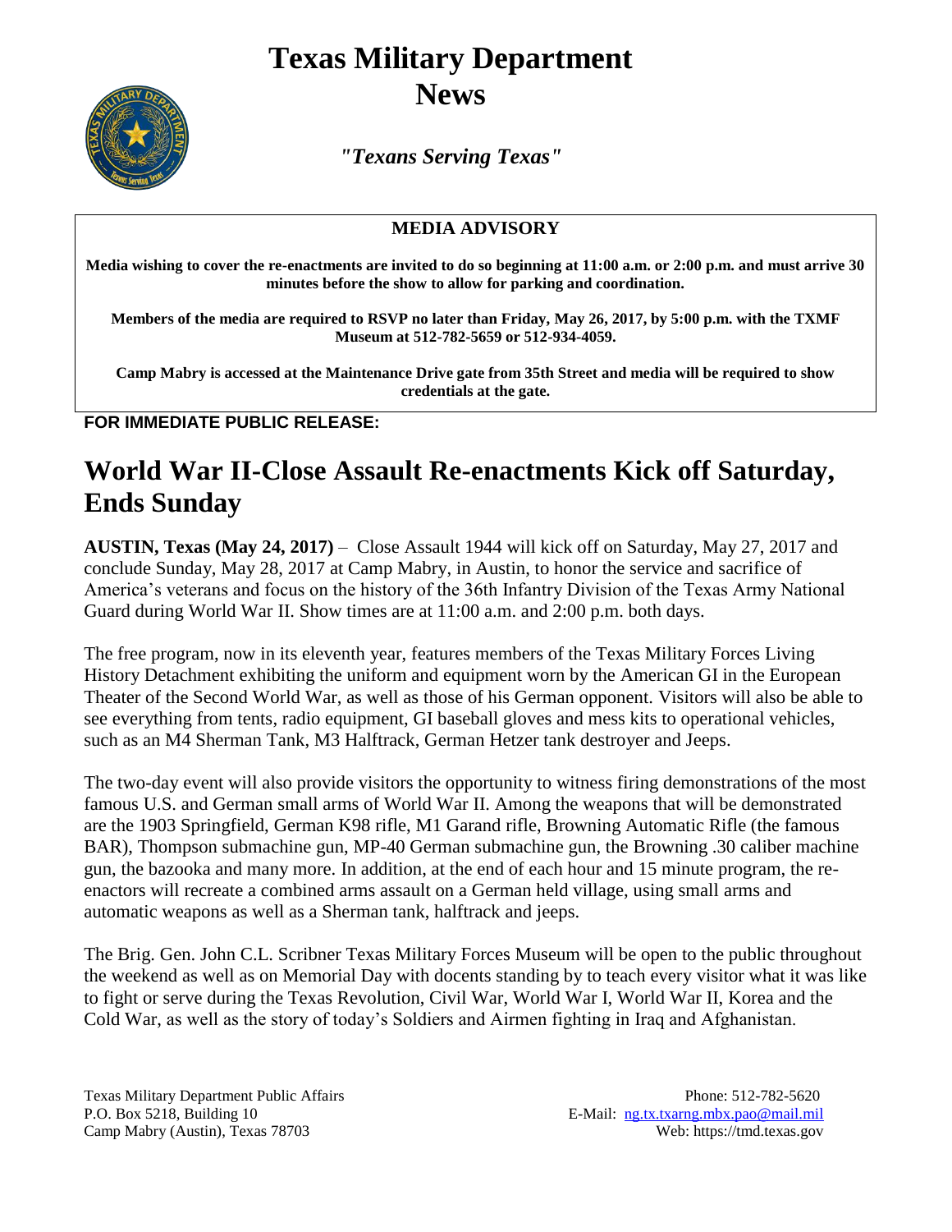# Texas Military Department News

*"Texans Serving Texas"*

## MEDIA ADVISORY

**Media wishing to cover the re-enactments are invited to do so beginning at 11:00 a.m. or 2:00 p.m. and must arrive 30 minutes before the show to allow for parking and coordination.**

**Members of the media are required to RSVP no later than Friday, May 26, 2017, by 5:00 p.m. with the TXMF Museum at 512-782-5659 or 512-934-4059.**

**Camp Mabry is accessed at the Maintenance Drive gate from 35th Street and media will be required to show credentials at the gate.**

**FOR IMMEDIATE PUBLIC RELEASE:**

# World War II-Close Assault Re-enactments Kick off Saturday, Ends Sunday

**AUSTIN, Texas (May 24, 2017)** – Close Assault 1944 will kick off on Saturday, May 27, 2017 and conclude Sunday, May 28, 2017 at Camp Mabry, in Austin, to honor the service and sacrifice of America's veterans and focus on the history of the 36th Infantry Division of the Texas Army National Guard during World War II. Show times are at 11:00 a.m. and 2:00 p.m. both days.

The free program, now in its eleventh year, features members of the Texas Military Forces Living History Detachment exhibiting the uniform and equipment worn by the American GI in the European Theater of the Second World War, as well as those of his German opponent. Visitors will also be able to see everything from tents, radio equipment, GI baseball gloves and mess kits to operational vehicles, such as an M4 Sherman Tank, M3 Halftrack, German Hetzer tank destroyer and Jeeps.

The two-day event will also provide visitors the opportunity to witness firing demonstrations of the most famous U.S. and German small arms of World War II. Among the weapons that will be demonstrated are the 1903 Springfield, German K98 rifle, M1 Garand rifle, Browning Automatic Rifle (the famous BAR), Thompson submachine gun, MP-40 German submachine gun, the Browning .30 caliber machine gun, the bazooka and many more. In addition, at the end of each hour and 15 minute program, the re-enactors will recreate a combined arms assault on a German held village, using small arms and automatic weapons as well as a Sherman tank, halftrack and jeeps.

The Brig. Gen. John C.L. Scribner Texas Military Forces Museum will be open to the public throughout the weekend as well as on Memorial Day with docents standing by to teach every visitor what it was like to fight or serve during the Texas Revolution, Civil War, World War I, World War II, Korea and the Cold War, as well as the story of today's Soldiers and Airmen fighting in Iraq and Afghanistan.

Texas Military Department Public Affairs
P.O. Box 5218, Building 10
Camp Mabry (Austin), Texas 78703

Phone: 512-782-5620
E-Mail: ng.tx.txarng.mbx.pao@mail.mil
Web: https://tmd.texas.gov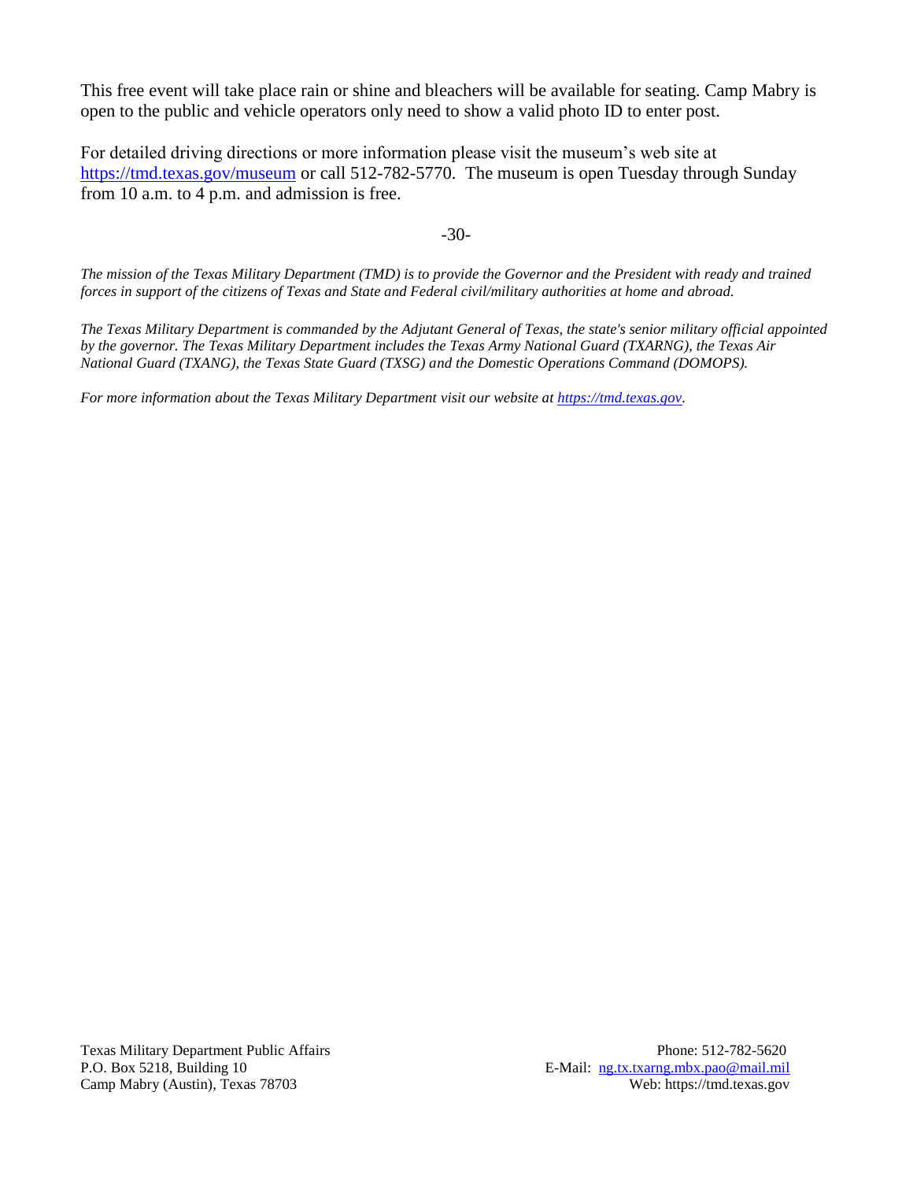This free event will take place rain or shine and bleachers will be available for seating. Camp Mabry is open to the public and vehicle operators only need to show a valid photo ID to enter post.

For detailed driving directions or more information please visit the museum's web site at https://tmd.texas.gov/museum or call 512-782-5770. The museum is open Tuesday through Sunday from 10 a.m. to 4 p.m. and admission is free.

-30-

*The mission of the Texas Military Department (TMD) is to provide the Governor and the President with ready and trained forces in support of the citizens of Texas and State and Federal civil/military authorities at home and abroad.*

*The Texas Military Department is commanded by the Adjutant General of Texas, the state's senior military official appointed by the governor. The Texas Military Department includes the Texas Army National Guard (TXARNG), the Texas Air National Guard (TXANG), the Texas State Guard (TXSG) and the Domestic Operations Command (DOMOPS).*

*For more information about the Texas Military Department visit our website at https://tmd.texas.gov.*

Texas Military Department Public Affairs
P.O. Box 5218, Building 10
Camp Mabry (Austin), Texas 78703

Phone: 512-782-5620
E-Mail: ng.tx.txarng.mbx.pao@mail.mil
Web: https://tmd.texas.gov